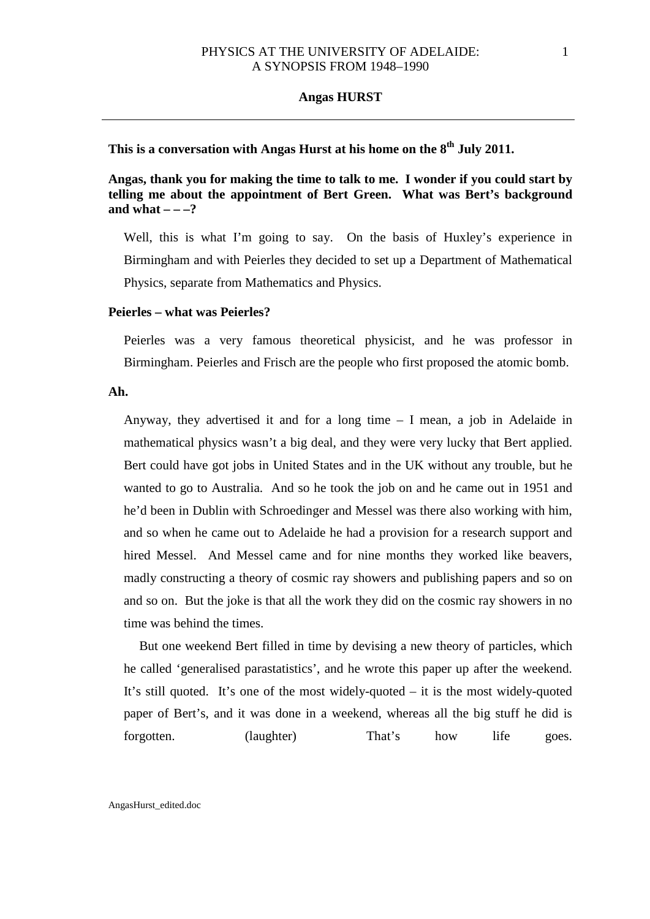# PHYSICS AT THE UNIVERSITY OF ADELAIDE: A SYNOPSIS FROM 1948–1990

## Angas HURST

---

**This is a conversation with Angas Hurst at his home on the 8th July 2011.**

**Angas, thank you for making the time to talk to me. I wonder if you could start by telling me about the appointment of Bert Green. What was Bert's background and what – – –?**

Well, this is what I'm going to say. On the basis of Huxley's experience in Birmingham and with Peierles they decided to set up a Department of Mathematical Physics, separate from Mathematics and Physics.

**Peierles – what was Peierles?**

Peierles was a very famous theoretical physicist, and he was professor in Birmingham. Peierles and Frisch are the people who first proposed the atomic bomb.

**Ah.**

Anyway, they advertised it and for a long time – I mean, a job in Adelaide in mathematical physics wasn't a big deal, and they were very lucky that Bert applied. Bert could have got jobs in United States and in the UK without any trouble, but he wanted to go to Australia. And so he took the job on and he came out in 1951 and he'd been in Dublin with Schroedinger and Messel was there also working with him, and so when he came out to Adelaide he had a provision for a research support and hired Messel. And Messel came and for nine months they worked like beavers, madly constructing a theory of cosmic ray showers and publishing papers and so on and so on. But the joke is that all the work they did on the cosmic ray showers in no time was behind the times.

But one weekend Bert filled in time by devising a new theory of particles, which he called 'generalised parastatistics', and he wrote this paper up after the weekend. It's still quoted. It's one of the most widely-quoted – it is the most widely-quoted paper of Bert's, and it was done in a weekend, whereas all the big stuff he did is forgotten. (laughter) That's how life goes.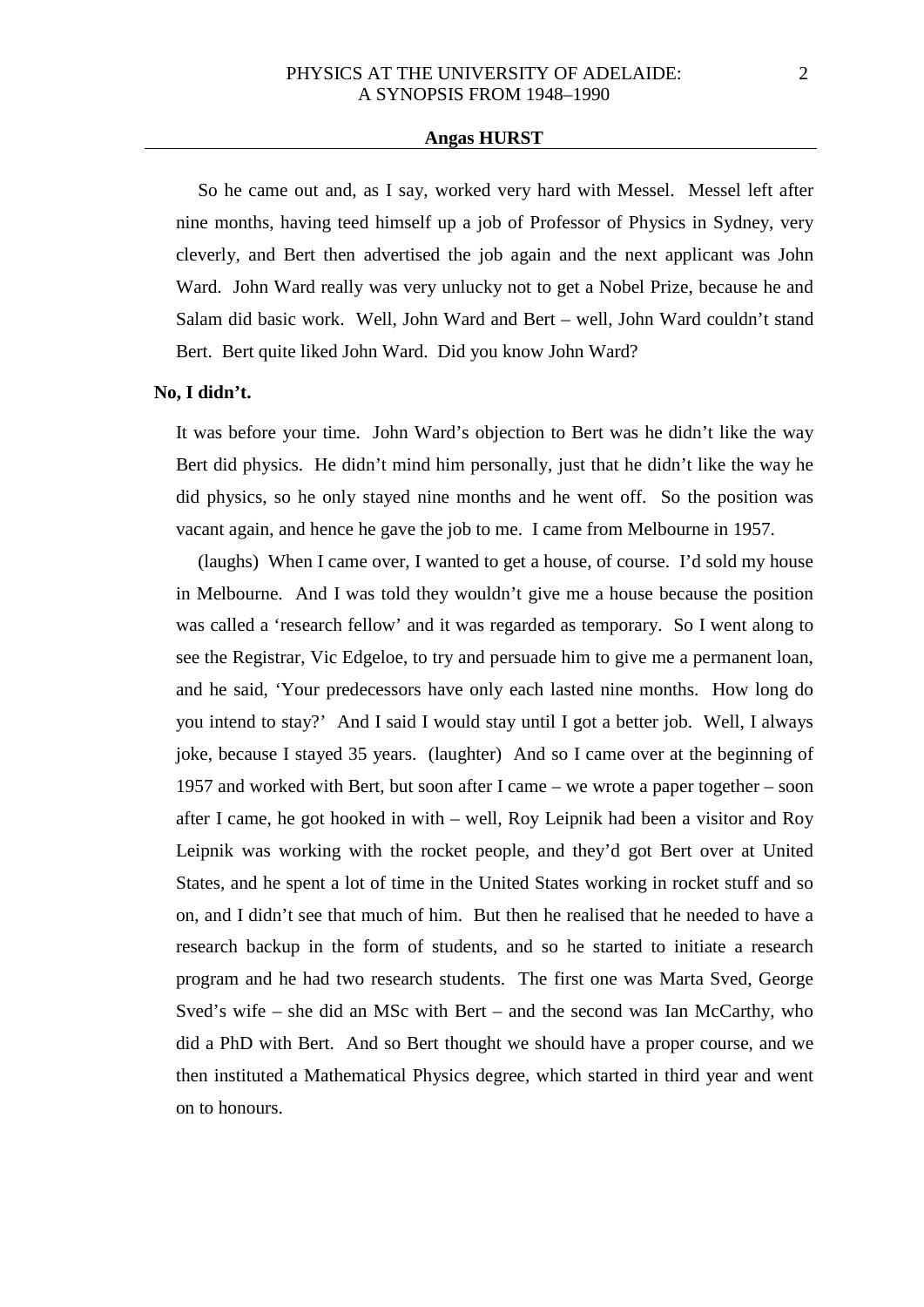So he came out and, as I say, worked very hard with Messel. Messel left after nine months, having teed himself up a job of Professor of Physics in Sydney, very cleverly, and Bert then advertised the job again and the next applicant was John Ward. John Ward really was very unlucky not to get a Nobel Prize, because he and Salam did basic work. Well, John Ward and Bert – well, John Ward couldn't stand Bert. Bert quite liked John Ward. Did you know John Ward?

**No, I didn't.**

It was before your time. John Ward's objection to Bert was he didn't like the way Bert did physics. He didn't mind him personally, just that he didn't like the way he did physics, so he only stayed nine months and he went off. So the position was vacant again, and hence he gave the job to me. I came from Melbourne in 1957.

(laughs) When I came over, I wanted to get a house, of course. I'd sold my house in Melbourne. And I was told they wouldn't give me a house because the position was called a 'research fellow' and it was regarded as temporary. So I went along to see the Registrar, Vic Edgeloe, to try and persuade him to give me a permanent loan, and he said, 'Your predecessors have only each lasted nine months. How long do you intend to stay?' And I said I would stay until I got a better job. Well, I always joke, because I stayed 35 years. (laughter) And so I came over at the beginning of 1957 and worked with Bert, but soon after I came – we wrote a paper together – soon after I came, he got hooked in with – well, Roy Leipnik had been a visitor and Roy Leipnik was working with the rocket people, and they'd got Bert over at United States, and he spent a lot of time in the United States working in rocket stuff and so on, and I didn't see that much of him. But then he realised that he needed to have a research backup in the form of students, and so he started to initiate a research program and he had two research students. The first one was Marta Sved, George Sved's wife – she did an MSc with Bert – and the second was Ian McCarthy, who did a PhD with Bert. And so Bert thought we should have a proper course, and we then instituted a Mathematical Physics degree, which started in third year and went on to honours.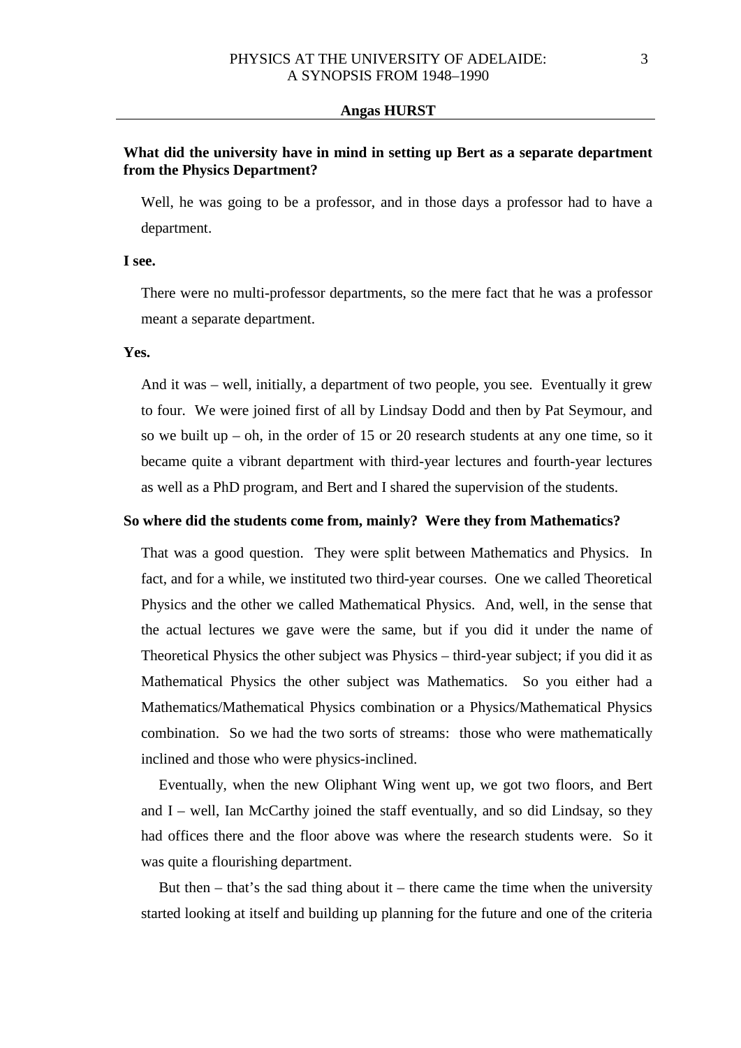**What did the university have in mind in setting up Bert as a separate department from the Physics Department?**

Well, he was going to be a professor, and in those days a professor had to have a department.

**I see.**

There were no multi-professor departments, so the mere fact that he was a professor meant a separate department.

**Yes.**

And it was – well, initially, a department of two people, you see. Eventually it grew to four. We were joined first of all by Lindsay Dodd and then by Pat Seymour, and so we built up – oh, in the order of 15 or 20 research students at any one time, so it became quite a vibrant department with third-year lectures and fourth-year lectures as well as a PhD program, and Bert and I shared the supervision of the students.

**So where did the students come from, mainly? Were they from Mathematics?**

That was a good question. They were split between Mathematics and Physics. In fact, and for a while, we instituted two third-year courses. One we called Theoretical Physics and the other we called Mathematical Physics. And, well, in the sense that the actual lectures we gave were the same, but if you did it under the name of Theoretical Physics the other subject was Physics – third-year subject; if you did it as Mathematical Physics the other subject was Mathematics. So you either had a Mathematics/Mathematical Physics combination or a Physics/Mathematical Physics combination. So we had the two sorts of streams: those who were mathematically inclined and those who were physics-inclined.

Eventually, when the new Oliphant Wing went up, we got two floors, and Bert and I – well, Ian McCarthy joined the staff eventually, and so did Lindsay, so they had offices there and the floor above was where the research students were. So it was quite a flourishing department.

But then – that's the sad thing about it – there came the time when the university started looking at itself and building up planning for the future and one of the criteria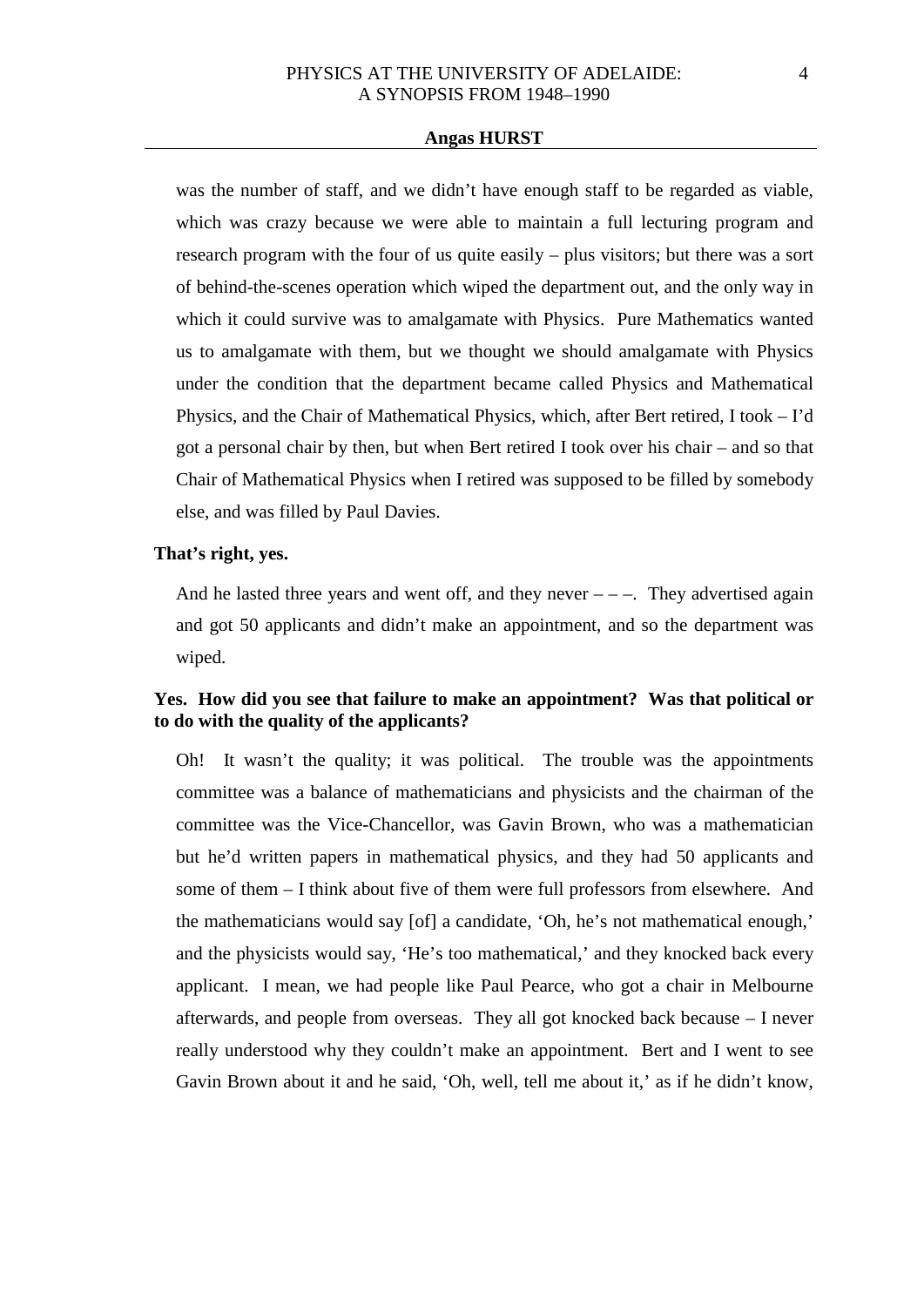was the number of staff, and we didn't have enough staff to be regarded as viable, which was crazy because we were able to maintain a full lecturing program and research program with the four of us quite easily – plus visitors; but there was a sort of behind-the-scenes operation which wiped the department out, and the only way in which it could survive was to amalgamate with Physics. Pure Mathematics wanted us to amalgamate with them, but we thought we should amalgamate with Physics under the condition that the department became called Physics and Mathematical Physics, and the Chair of Mathematical Physics, which, after Bert retired, I took – I'd got a personal chair by then, but when Bert retired I took over his chair – and so that Chair of Mathematical Physics when I retired was supposed to be filled by somebody else, and was filled by Paul Davies.

**That's right, yes.**

And he lasted three years and went off, and they never – – –. They advertised again and got 50 applicants and didn't make an appointment, and so the department was wiped.

**Yes. How did you see that failure to make an appointment? Was that political or to do with the quality of the applicants?**

Oh! It wasn't the quality; it was political. The trouble was the appointments committee was a balance of mathematicians and physicists and the chairman of the committee was the Vice-Chancellor, was Gavin Brown, who was a mathematician but he'd written papers in mathematical physics, and they had 50 applicants and some of them – I think about five of them were full professors from elsewhere. And the mathematicians would say [of] a candidate, 'Oh, he's not mathematical enough,' and the physicists would say, 'He's too mathematical,' and they knocked back every applicant. I mean, we had people like Paul Pearce, who got a chair in Melbourne afterwards, and people from overseas. They all got knocked back because – I never really understood why they couldn't make an appointment. Bert and I went to see Gavin Brown about it and he said, 'Oh, well, tell me about it,' as if he didn't know,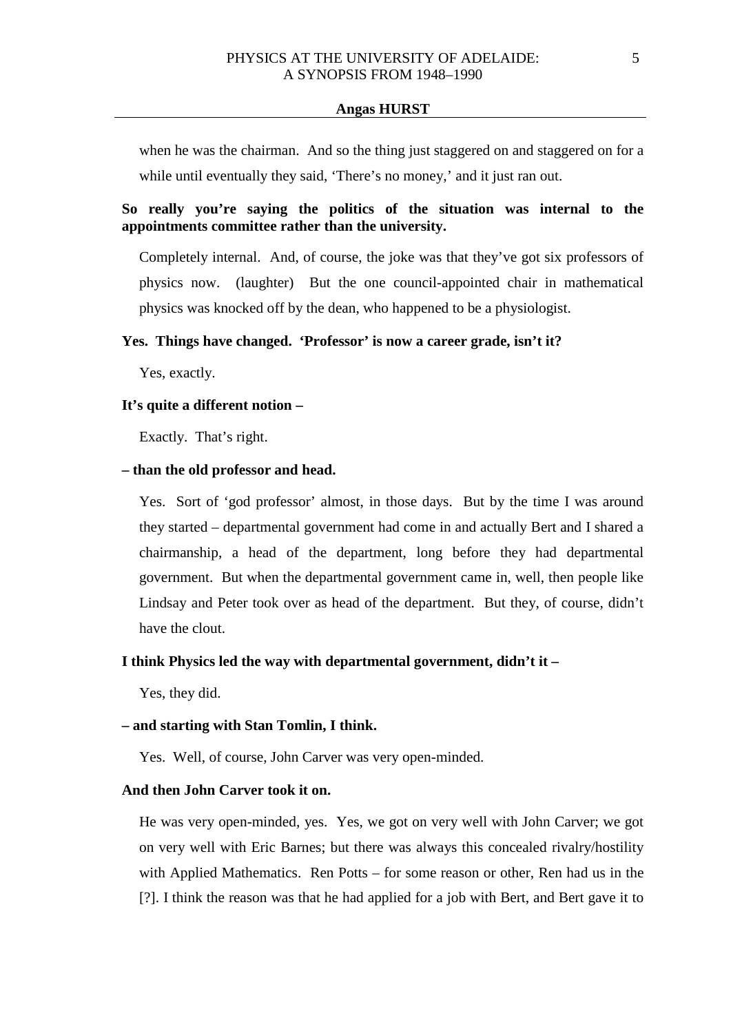when he was the chairman. And so the thing just staggered on and staggered on for a while until eventually they said, 'There's no money,' and it just ran out.

**So really you're saying the politics of the situation was internal to the appointments committee rather than the university.**

Completely internal. And, of course, the joke was that they've got six professors of physics now. (laughter) But the one council-appointed chair in mathematical physics was knocked off by the dean, who happened to be a physiologist.

**Yes. Things have changed. 'Professor' is now a career grade, isn't it?**

Yes, exactly.

**It's quite a different notion –**

Exactly. That's right.

**– than the old professor and head.**

Yes. Sort of 'god professor' almost, in those days. But by the time I was around they started – departmental government had come in and actually Bert and I shared a chairmanship, a head of the department, long before they had departmental government. But when the departmental government came in, well, then people like Lindsay and Peter took over as head of the department. But they, of course, didn't have the clout.

**I think Physics led the way with departmental government, didn't it –**

Yes, they did.

**– and starting with Stan Tomlin, I think.**

Yes. Well, of course, John Carver was very open-minded.

**And then John Carver took it on.**

He was very open-minded, yes. Yes, we got on very well with John Carver; we got on very well with Eric Barnes; but there was always this concealed rivalry/hostility with Applied Mathematics. Ren Potts – for some reason or other, Ren had us in the [?]. I think the reason was that he had applied for a job with Bert, and Bert gave it to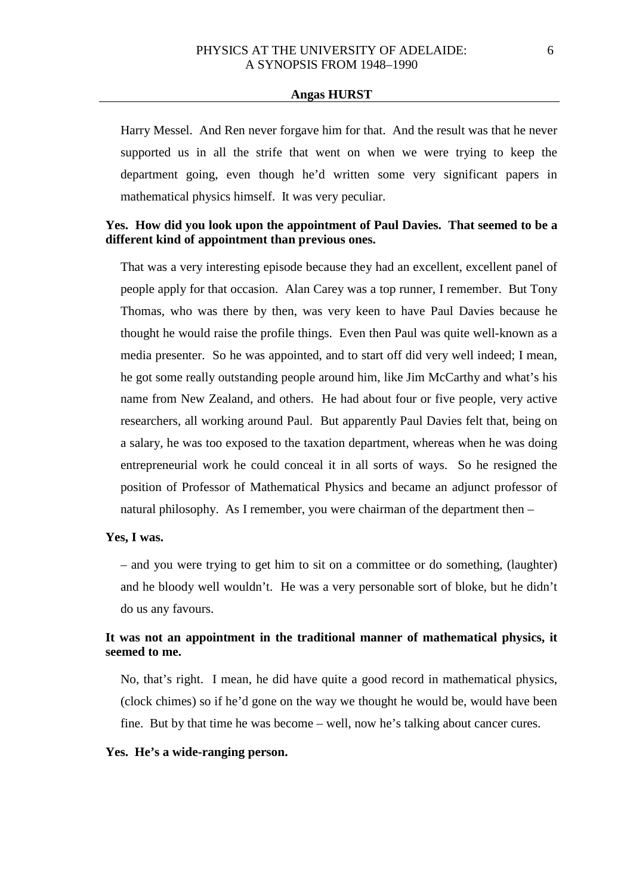Harry Messel. And Ren never forgave him for that. And the result was that he never supported us in all the strife that went on when we were trying to keep the department going, even though he'd written some very significant papers in mathematical physics himself. It was very peculiar.

**Yes. How did you look upon the appointment of Paul Davies. That seemed to be a different kind of appointment than previous ones.**

That was a very interesting episode because they had an excellent, excellent panel of people apply for that occasion. Alan Carey was a top runner, I remember. But Tony Thomas, who was there by then, was very keen to have Paul Davies because he thought he would raise the profile things. Even then Paul was quite well-known as a media presenter. So he was appointed, and to start off did very well indeed; I mean, he got some really outstanding people around him, like Jim McCarthy and what's his name from New Zealand, and others. He had about four or five people, very active researchers, all working around Paul. But apparently Paul Davies felt that, being on a salary, he was too exposed to the taxation department, whereas when he was doing entrepreneurial work he could conceal it in all sorts of ways. So he resigned the position of Professor of Mathematical Physics and became an adjunct professor of natural philosophy. As I remember, you were chairman of the department then –

**Yes, I was.**

– and you were trying to get him to sit on a committee or do something, (laughter) and he bloody well wouldn't. He was a very personable sort of bloke, but he didn't do us any favours.

**It was not an appointment in the traditional manner of mathematical physics, it seemed to me.**

No, that's right. I mean, he did have quite a good record in mathematical physics, (clock chimes) so if he'd gone on the way we thought he would be, would have been fine. But by that time he was become – well, now he's talking about cancer cures.

**Yes. He's a wide-ranging person.**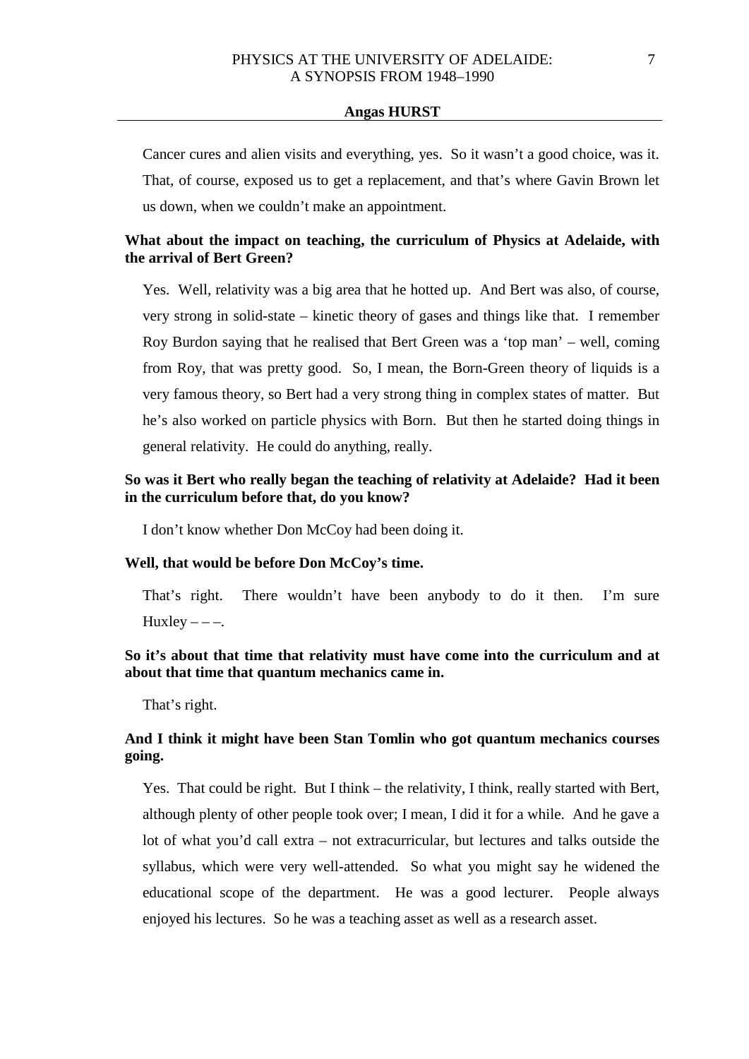Cancer cures and alien visits and everything, yes. So it wasn't a good choice, was it. That, of course, exposed us to get a replacement, and that's where Gavin Brown let us down, when we couldn't make an appointment.

**What about the impact on teaching, the curriculum of Physics at Adelaide, with the arrival of Bert Green?**

Yes. Well, relativity was a big area that he hotted up. And Bert was also, of course, very strong in solid-state – kinetic theory of gases and things like that. I remember Roy Burdon saying that he realised that Bert Green was a 'top man' – well, coming from Roy, that was pretty good. So, I mean, the Born-Green theory of liquids is a very famous theory, so Bert had a very strong thing in complex states of matter. But he's also worked on particle physics with Born. But then he started doing things in general relativity. He could do anything, really.

**So was it Bert who really began the teaching of relativity at Adelaide? Had it been in the curriculum before that, do you know?**

I don't know whether Don McCoy had been doing it.

**Well, that would be before Don McCoy's time.**

That's right. There wouldn't have been anybody to do it then. I'm sure Huxley – – –.

**So it's about that time that relativity must have come into the curriculum and at about that time that quantum mechanics came in.**

That's right.

**And I think it might have been Stan Tomlin who got quantum mechanics courses going.**

Yes. That could be right. But I think – the relativity, I think, really started with Bert, although plenty of other people took over; I mean, I did it for a while. And he gave a lot of what you'd call extra – not extracurricular, but lectures and talks outside the syllabus, which were very well-attended. So what you might say he widened the educational scope of the department. He was a good lecturer. People always enjoyed his lectures. So he was a teaching asset as well as a research asset.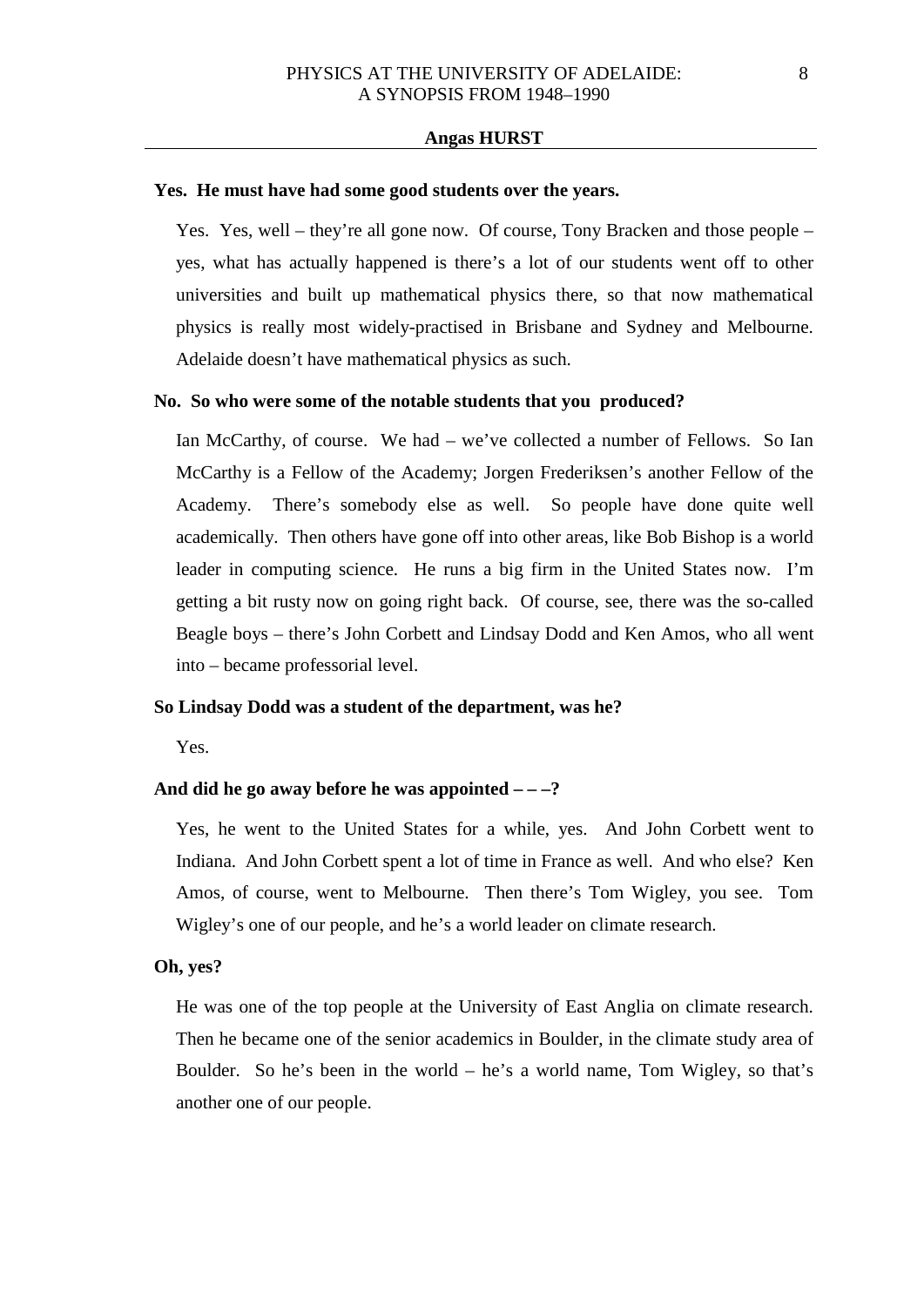**Yes. He must have had some good students over the years.**

Yes. Yes, well – they're all gone now. Of course, Tony Bracken and those people – yes, what has actually happened is there's a lot of our students went off to other universities and built up mathematical physics there, so that now mathematical physics is really most widely-practised in Brisbane and Sydney and Melbourne. Adelaide doesn't have mathematical physics as such.

**No. So who were some of the notable students that you produced?**

Ian McCarthy, of course. We had – we've collected a number of Fellows. So Ian McCarthy is a Fellow of the Academy; Jorgen Frederiksen's another Fellow of the Academy. There's somebody else as well. So people have done quite well academically. Then others have gone off into other areas, like Bob Bishop is a world leader in computing science. He runs a big firm in the United States now. I'm getting a bit rusty now on going right back. Of course, see, there was the so-called Beagle boys – there's John Corbett and Lindsay Dodd and Ken Amos, who all went into – became professorial level.

**So Lindsay Dodd was a student of the department, was he?**

Yes.

**And did he go away before he was appointed – – –?**

Yes, he went to the United States for a while, yes. And John Corbett went to Indiana. And John Corbett spent a lot of time in France as well. And who else? Ken Amos, of course, went to Melbourne. Then there's Tom Wigley, you see. Tom Wigley's one of our people, and he's a world leader on climate research.

**Oh, yes?**

He was one of the top people at the University of East Anglia on climate research. Then he became one of the senior academics in Boulder, in the climate study area of Boulder. So he's been in the world – he's a world name, Tom Wigley, so that's another one of our people.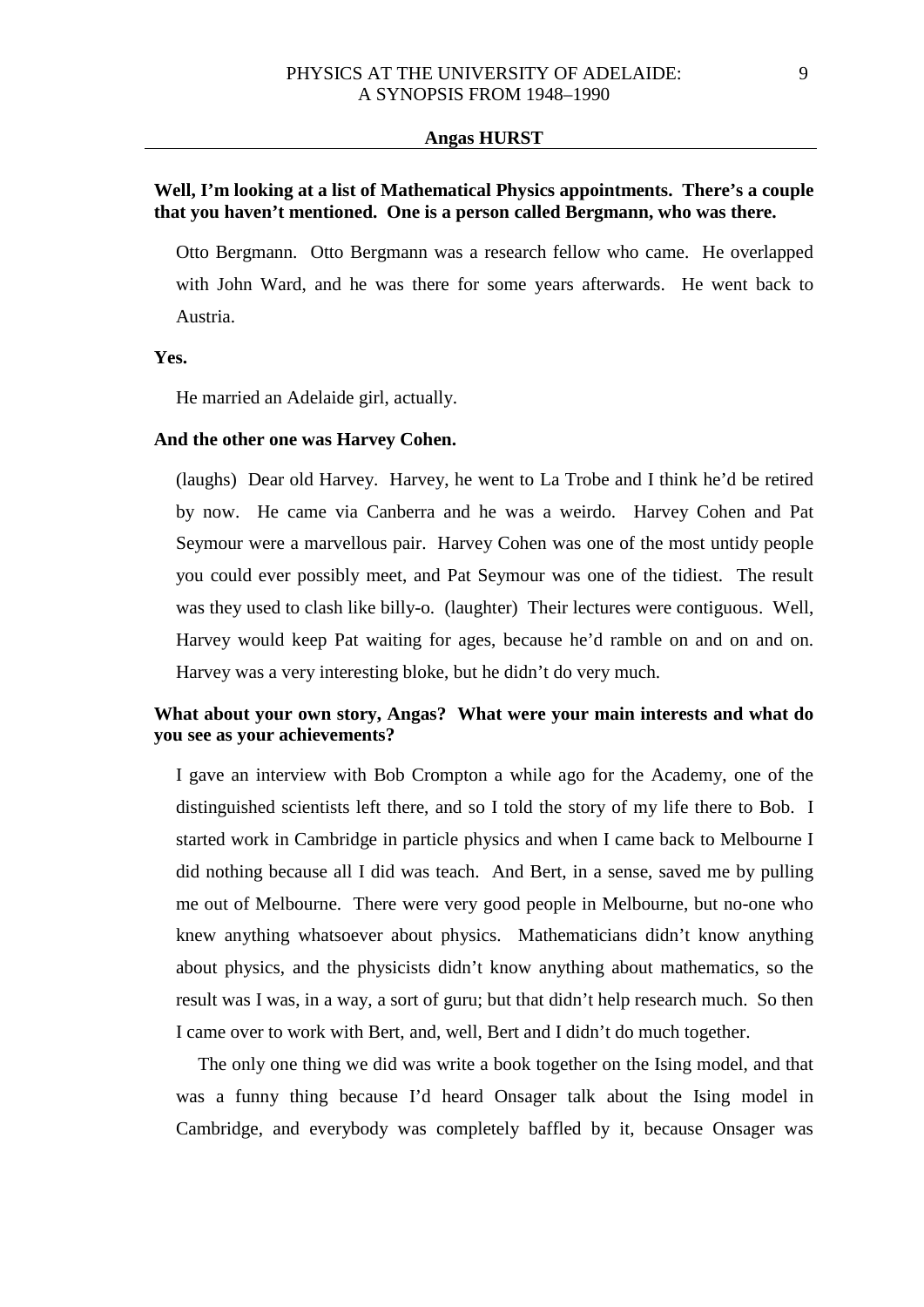**Angas HURST**

**Well, I'm looking at a list of Mathematical Physics appointments. There's a couple that you haven't mentioned. One is a person called Bergmann, who was there.**

Otto Bergmann. Otto Bergmann was a research fellow who came. He overlapped with John Ward, and he was there for some years afterwards. He went back to Austria.

**Yes.**

He married an Adelaide girl, actually.

**And the other one was Harvey Cohen.**

(laughs) Dear old Harvey. Harvey, he went to La Trobe and I think he'd be retired by now. He came via Canberra and he was a weirdo. Harvey Cohen and Pat Seymour were a marvellous pair. Harvey Cohen was one of the most untidy people you could ever possibly meet, and Pat Seymour was one of the tidiest. The result was they used to clash like billy-o. (laughter) Their lectures were contiguous. Well, Harvey would keep Pat waiting for ages, because he'd ramble on and on and on. Harvey was a very interesting bloke, but he didn't do very much.

**What about your own story, Angas? What were your main interests and what do you see as your achievements?**

I gave an interview with Bob Crompton a while ago for the Academy, one of the distinguished scientists left there, and so I told the story of my life there to Bob. I started work in Cambridge in particle physics and when I came back to Melbourne I did nothing because all I did was teach. And Bert, in a sense, saved me by pulling me out of Melbourne. There were very good people in Melbourne, but no-one who knew anything whatsoever about physics. Mathematicians didn't know anything about physics, and the physicists didn't know anything about mathematics, so the result was I was, in a way, a sort of guru; but that didn't help research much. So then I came over to work with Bert, and, well, Bert and I didn't do much together.

The only one thing we did was write a book together on the Ising model, and that was a funny thing because I'd heard Onsager talk about the Ising model in Cambridge, and everybody was completely baffled by it, because Onsager was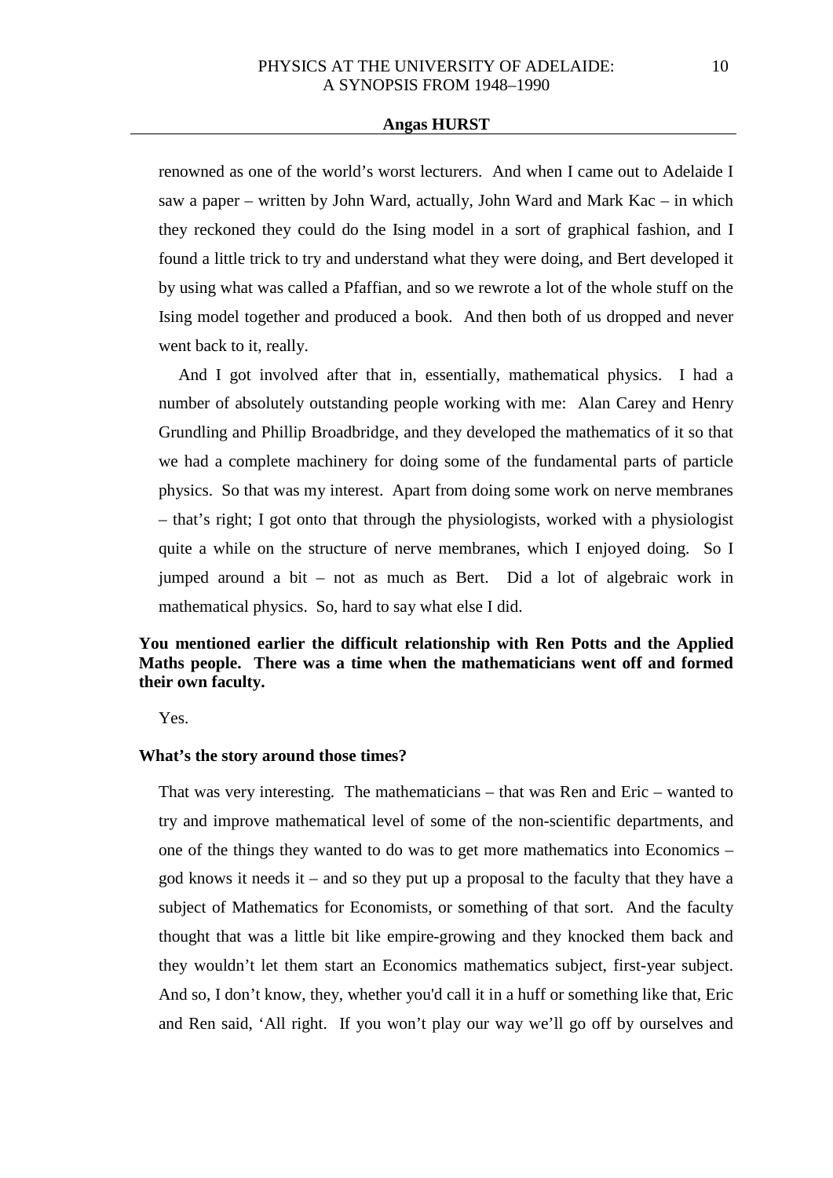renowned as one of the world's worst lecturers. And when I came out to Adelaide I saw a paper – written by John Ward, actually, John Ward and Mark Kac – in which they reckoned they could do the Ising model in a sort of graphical fashion, and I found a little trick to try and understand what they were doing, and Bert developed it by using what was called a Pfaffian, and so we rewrote a lot of the whole stuff on the Ising model together and produced a book. And then both of us dropped and never went back to it, really.

And I got involved after that in, essentially, mathematical physics. I had a number of absolutely outstanding people working with me: Alan Carey and Henry Grundling and Phillip Broadbridge, and they developed the mathematics of it so that we had a complete machinery for doing some of the fundamental parts of particle physics. So that was my interest. Apart from doing some work on nerve membranes – that's right; I got onto that through the physiologists, worked with a physiologist quite a while on the structure of nerve membranes, which I enjoyed doing. So I jumped around a bit – not as much as Bert. Did a lot of algebraic work in mathematical physics. So, hard to say what else I did.

**You mentioned earlier the difficult relationship with Ren Potts and the Applied Maths people. There was a time when the mathematicians went off and formed their own faculty.**

Yes.

**What's the story around those times?**

That was very interesting. The mathematicians – that was Ren and Eric – wanted to try and improve mathematical level of some of the non-scientific departments, and one of the things they wanted to do was to get more mathematics into Economics – god knows it needs it – and so they put up a proposal to the faculty that they have a subject of Mathematics for Economists, or something of that sort. And the faculty thought that was a little bit like empire-growing and they knocked them back and they wouldn't let them start an Economics mathematics subject, first-year subject. And so, I don't know, they, whether you'd call it in a huff or something like that, Eric and Ren said, 'All right. If you won't play our way we'll go off by ourselves and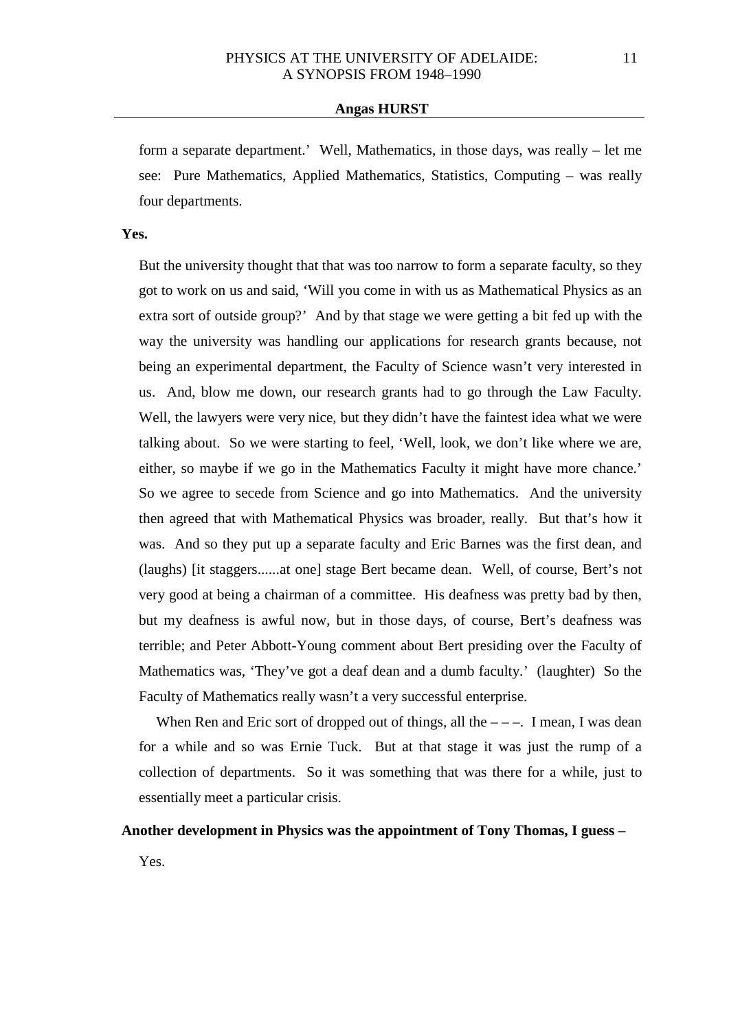form a separate department.' Well, Mathematics, in those days, was really – let me see: Pure Mathematics, Applied Mathematics, Statistics, Computing – was really four departments.

**Yes.**

But the university thought that that was too narrow to form a separate faculty, so they got to work on us and said, 'Will you come in with us as Mathematical Physics as an extra sort of outside group?' And by that stage we were getting a bit fed up with the way the university was handling our applications for research grants because, not being an experimental department, the Faculty of Science wasn't very interested in us. And, blow me down, our research grants had to go through the Law Faculty. Well, the lawyers were very nice, but they didn't have the faintest idea what we were talking about. So we were starting to feel, 'Well, look, we don't like where we are, either, so maybe if we go in the Mathematics Faculty it might have more chance.' So we agree to secede from Science and go into Mathematics. And the university then agreed that with Mathematical Physics was broader, really. But that's how it was. And so they put up a separate faculty and Eric Barnes was the first dean, and (laughs) [it staggers......at one] stage Bert became dean. Well, of course, Bert's not very good at being a chairman of a committee. His deafness was pretty bad by then, but my deafness is awful now, but in those days, of course, Bert's deafness was terrible; and Peter Abbott-Young comment about Bert presiding over the Faculty of Mathematics was, 'They've got a deaf dean and a dumb faculty.' (laughter) So the Faculty of Mathematics really wasn't a very successful enterprise.

When Ren and Eric sort of dropped out of things, all the – – –. I mean, I was dean for a while and so was Ernie Tuck. But at that stage it was just the rump of a collection of departments. So it was something that was there for a while, just to essentially meet a particular crisis.

**Another development in Physics was the appointment of Tony Thomas, I guess –**

Yes.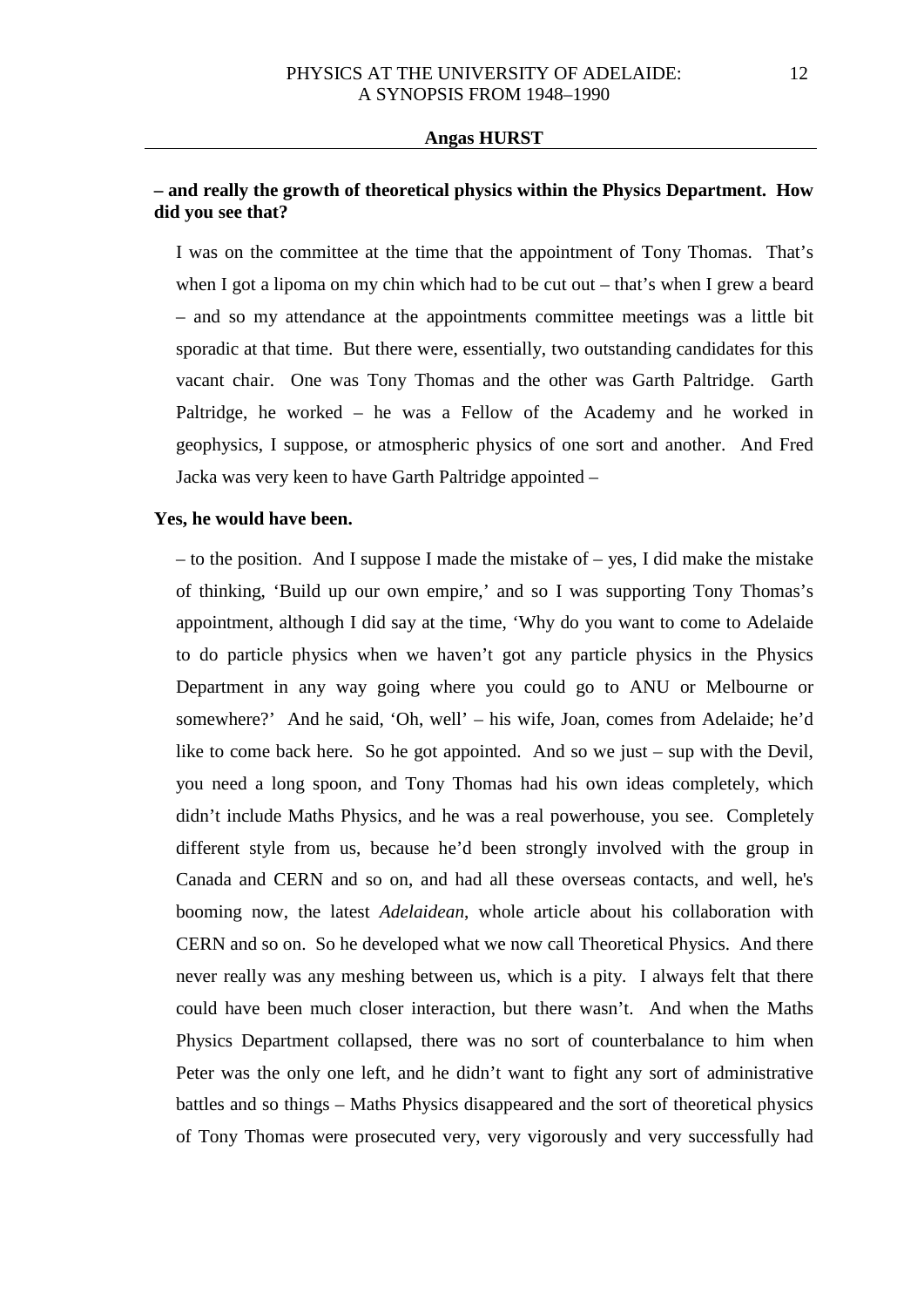**– and really the growth of theoretical physics within the Physics Department. How did you see that?**

I was on the committee at the time that the appointment of Tony Thomas. That's when I got a lipoma on my chin which had to be cut out – that's when I grew a beard – and so my attendance at the appointments committee meetings was a little bit sporadic at that time. But there were, essentially, two outstanding candidates for this vacant chair. One was Tony Thomas and the other was Garth Paltridge. Garth Paltridge, he worked – he was a Fellow of the Academy and he worked in geophysics, I suppose, or atmospheric physics of one sort and another. And Fred Jacka was very keen to have Garth Paltridge appointed –

**Yes, he would have been.**

– to the position. And I suppose I made the mistake of – yes, I did make the mistake of thinking, 'Build up our own empire,' and so I was supporting Tony Thomas's appointment, although I did say at the time, 'Why do you want to come to Adelaide to do particle physics when we haven't got any particle physics in the Physics Department in any way going where you could go to ANU or Melbourne or somewhere?' And he said, 'Oh, well' – his wife, Joan, comes from Adelaide; he'd like to come back here. So he got appointed. And so we just – sup with the Devil, you need a long spoon, and Tony Thomas had his own ideas completely, which didn't include Maths Physics, and he was a real powerhouse, you see. Completely different style from us, because he'd been strongly involved with the group in Canada and CERN and so on, and had all these overseas contacts, and well, he's booming now, the latest *Adelaidean*, whole article about his collaboration with CERN and so on. So he developed what we now call Theoretical Physics. And there never really was any meshing between us, which is a pity. I always felt that there could have been much closer interaction, but there wasn't. And when the Maths Physics Department collapsed, there was no sort of counterbalance to him when Peter was the only one left, and he didn't want to fight any sort of administrative battles and so things – Maths Physics disappeared and the sort of theoretical physics of Tony Thomas were prosecuted very, very vigorously and very successfully had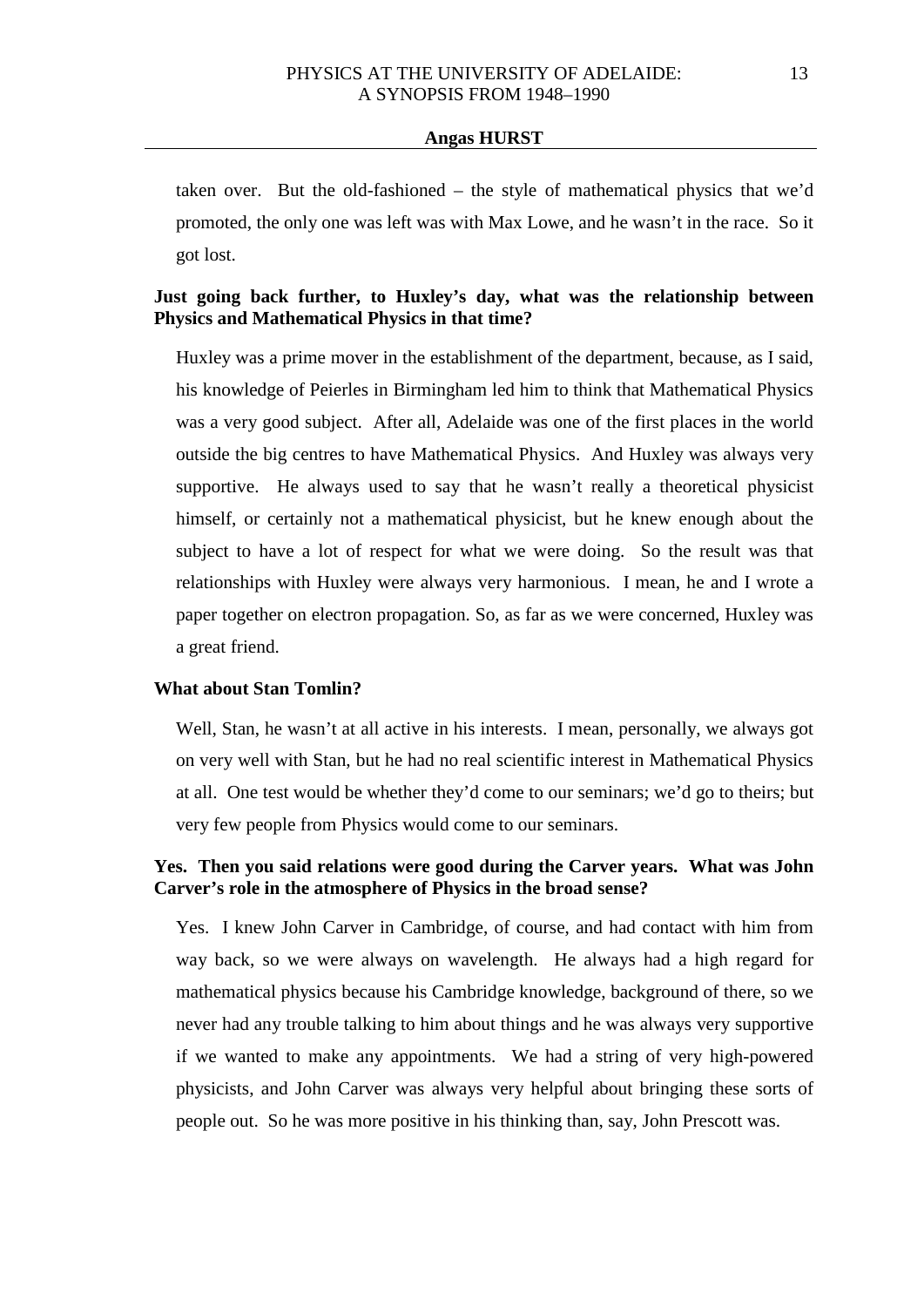taken over. But the old-fashioned – the style of mathematical physics that we'd promoted, the only one was left was with Max Lowe, and he wasn't in the race. So it got lost.

**Just going back further, to Huxley's day, what was the relationship between Physics and Mathematical Physics in that time?**

Huxley was a prime mover in the establishment of the department, because, as I said, his knowledge of Peierles in Birmingham led him to think that Mathematical Physics was a very good subject. After all, Adelaide was one of the first places in the world outside the big centres to have Mathematical Physics. And Huxley was always very supportive. He always used to say that he wasn't really a theoretical physicist himself, or certainly not a mathematical physicist, but he knew enough about the subject to have a lot of respect for what we were doing. So the result was that relationships with Huxley were always very harmonious. I mean, he and I wrote a paper together on electron propagation. So, as far as we were concerned, Huxley was a great friend.

**What about Stan Tomlin?**

Well, Stan, he wasn't at all active in his interests. I mean, personally, we always got on very well with Stan, but he had no real scientific interest in Mathematical Physics at all. One test would be whether they'd come to our seminars; we'd go to theirs; but very few people from Physics would come to our seminars.

**Yes. Then you said relations were good during the Carver years. What was John Carver's role in the atmosphere of Physics in the broad sense?**

Yes. I knew John Carver in Cambridge, of course, and had contact with him from way back, so we were always on wavelength. He always had a high regard for mathematical physics because his Cambridge knowledge, background of there, so we never had any trouble talking to him about things and he was always very supportive if we wanted to make any appointments. We had a string of very high-powered physicists, and John Carver was always very helpful about bringing these sorts of people out. So he was more positive in his thinking than, say, John Prescott was.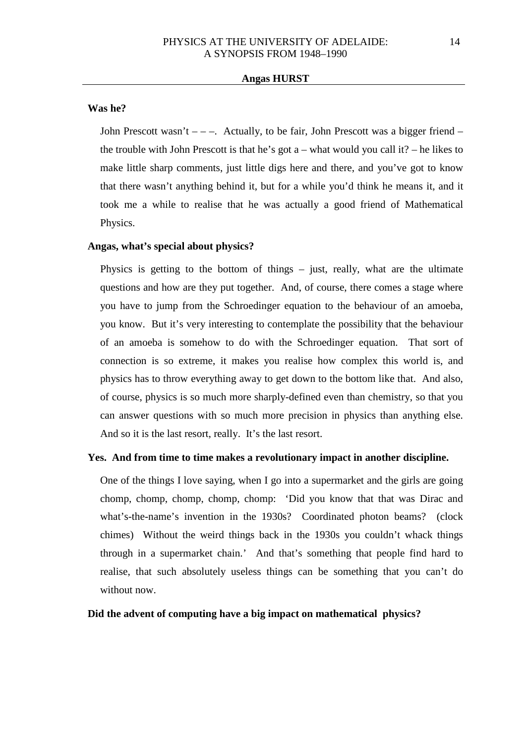**Angas HURST**

**Was he?**

John Prescott wasn't – – –. Actually, to be fair, John Prescott was a bigger friend – the trouble with John Prescott is that he's got a – what would you call it? – he likes to make little sharp comments, just little digs here and there, and you've got to know that there wasn't anything behind it, but for a while you'd think he means it, and it took me a while to realise that he was actually a good friend of Mathematical Physics.

**Angas, what's special about physics?**

Physics is getting to the bottom of things – just, really, what are the ultimate questions and how are they put together. And, of course, there comes a stage where you have to jump from the Schroedinger equation to the behaviour of an amoeba, you know. But it's very interesting to contemplate the possibility that the behaviour of an amoeba is somehow to do with the Schroedinger equation. That sort of connection is so extreme, it makes you realise how complex this world is, and physics has to throw everything away to get down to the bottom like that. And also, of course, physics is so much more sharply-defined even than chemistry, so that you can answer questions with so much more precision in physics than anything else. And so it is the last resort, really. It's the last resort.

**Yes. And from time to time makes a revolutionary impact in another discipline.**

One of the things I love saying, when I go into a supermarket and the girls are going chomp, chomp, chomp, chomp, chomp: 'Did you know that that was Dirac and what's-the-name's invention in the 1930s? Coordinated photon beams? (clock chimes) Without the weird things back in the 1930s you couldn't whack things through in a supermarket chain.' And that's something that people find hard to realise, that such absolutely useless things can be something that you can't do without now.

**Did the advent of computing have a big impact on mathematical physics?**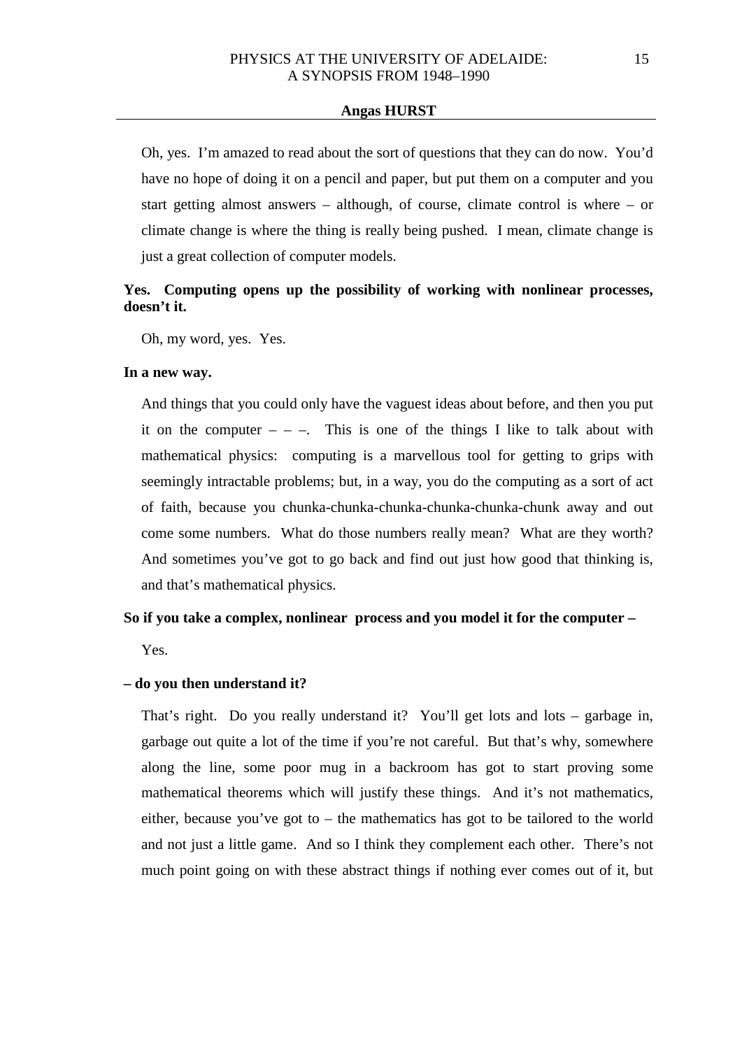Oh, yes. I'm amazed to read about the sort of questions that they can do now. You'd have no hope of doing it on a pencil and paper, but put them on a computer and you start getting almost answers – although, of course, climate control is where – or climate change is where the thing is really being pushed. I mean, climate change is just a great collection of computer models.

**Yes. Computing opens up the possibility of working with nonlinear processes, doesn't it.**

Oh, my word, yes. Yes.

**In a new way.**

And things that you could only have the vaguest ideas about before, and then you put it on the computer – – –. This is one of the things I like to talk about with mathematical physics: computing is a marvellous tool for getting to grips with seemingly intractable problems; but, in a way, you do the computing as a sort of act of faith, because you chunka-chunka-chunka-chunka-chunka-chunk away and out come some numbers. What do those numbers really mean? What are they worth? And sometimes you've got to go back and find out just how good that thinking is, and that's mathematical physics.

**So if you take a complex, nonlinear process and you model it for the computer –**

Yes.

**– do you then understand it?**

That's right. Do you really understand it? You'll get lots and lots – garbage in, garbage out quite a lot of the time if you're not careful. But that's why, somewhere along the line, some poor mug in a backroom has got to start proving some mathematical theorems which will justify these things. And it's not mathematics, either, because you've got to – the mathematics has got to be tailored to the world and not just a little game. And so I think they complement each other. There's not much point going on with these abstract things if nothing ever comes out of it, but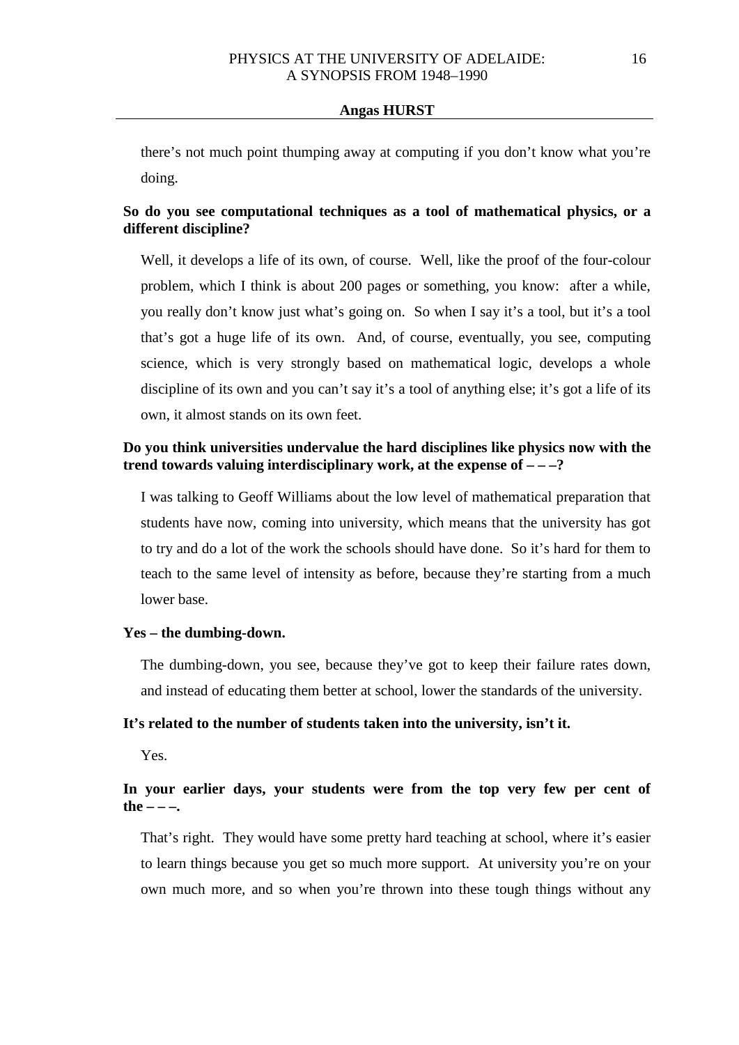there's not much point thumping away at computing if you don't know what you're doing.

**So do you see computational techniques as a tool of mathematical physics, or a different discipline?**

Well, it develops a life of its own, of course. Well, like the proof of the four-colour problem, which I think is about 200 pages or something, you know: after a while, you really don't know just what's going on. So when I say it's a tool, but it's a tool that's got a huge life of its own. And, of course, eventually, you see, computing science, which is very strongly based on mathematical logic, develops a whole discipline of its own and you can't say it's a tool of anything else; it's got a life of its own, it almost stands on its own feet.

**Do you think universities undervalue the hard disciplines like physics now with the trend towards valuing interdisciplinary work, at the expense of – – –?**

I was talking to Geoff Williams about the low level of mathematical preparation that students have now, coming into university, which means that the university has got to try and do a lot of the work the schools should have done. So it's hard for them to teach to the same level of intensity as before, because they're starting from a much lower base.

**Yes – the dumbing-down.**

The dumbing-down, you see, because they've got to keep their failure rates down, and instead of educating them better at school, lower the standards of the university.

**It's related to the number of students taken into the university, isn't it.**

Yes.

**In your earlier days, your students were from the top very few per cent of the – – –.**

That's right. They would have some pretty hard teaching at school, where it's easier to learn things because you get so much more support. At university you're on your own much more, and so when you're thrown into these tough things without any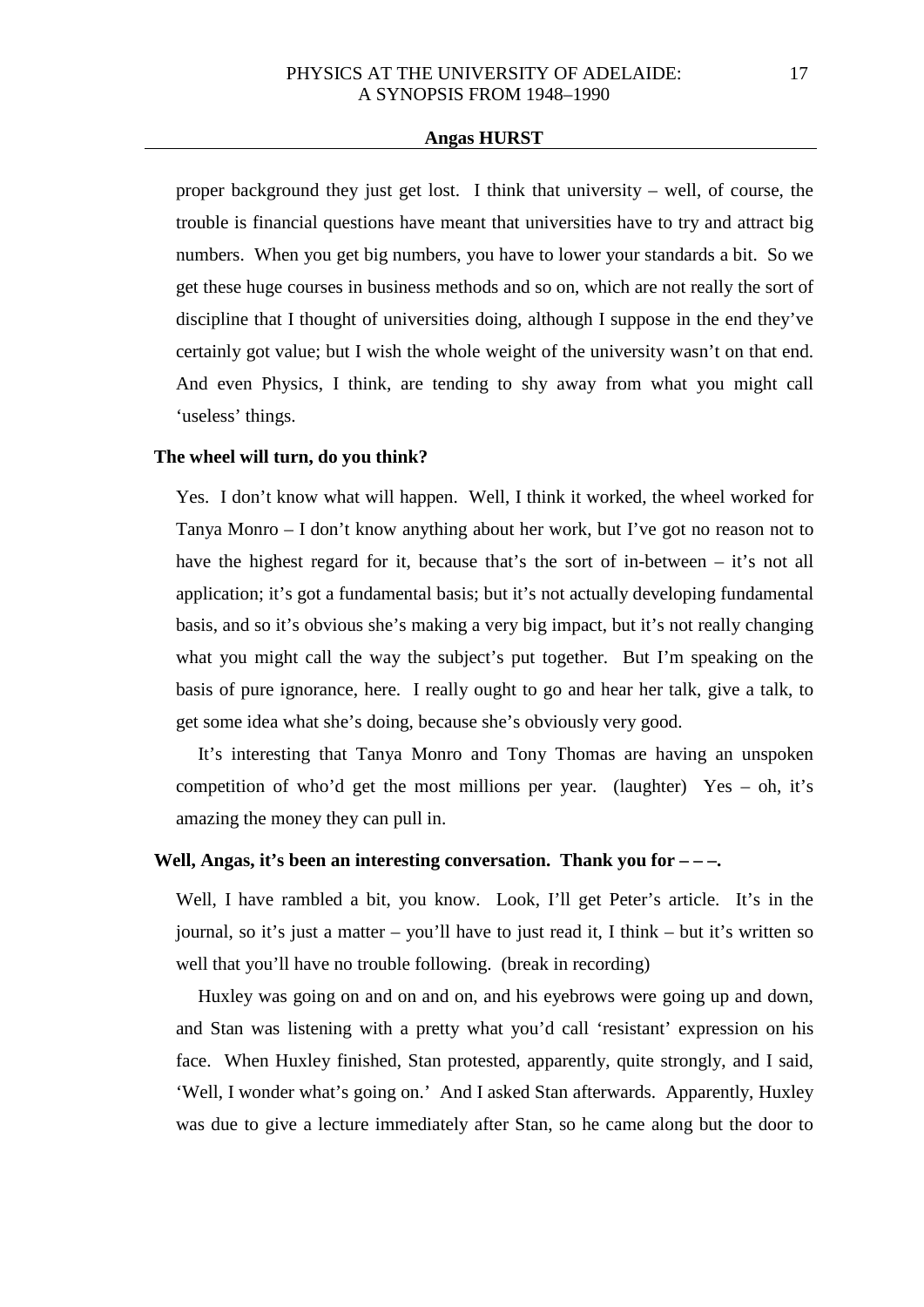proper background they just get lost. I think that university – well, of course, the trouble is financial questions have meant that universities have to try and attract big numbers. When you get big numbers, you have to lower your standards a bit. So we get these huge courses in business methods and so on, which are not really the sort of discipline that I thought of universities doing, although I suppose in the end they've certainly got value; but I wish the whole weight of the university wasn't on that end. And even Physics, I think, are tending to shy away from what you might call 'useless' things.

**The wheel will turn, do you think?**

Yes. I don't know what will happen. Well, I think it worked, the wheel worked for Tanya Monro – I don't know anything about her work, but I've got no reason not to have the highest regard for it, because that's the sort of in-between – it's not all application; it's got a fundamental basis; but it's not actually developing fundamental basis, and so it's obvious she's making a very big impact, but it's not really changing what you might call the way the subject's put together. But I'm speaking on the basis of pure ignorance, here. I really ought to go and hear her talk, give a talk, to get some idea what she's doing, because she's obviously very good.

It's interesting that Tanya Monro and Tony Thomas are having an unspoken competition of who'd get the most millions per year. (laughter) Yes – oh, it's amazing the money they can pull in.

**Well, Angas, it's been an interesting conversation. Thank you for – – –.**

Well, I have rambled a bit, you know. Look, I'll get Peter's article. It's in the journal, so it's just a matter – you'll have to just read it, I think – but it's written so well that you'll have no trouble following. (break in recording)

Huxley was going on and on and on, and his eyebrows were going up and down, and Stan was listening with a pretty what you'd call 'resistant' expression on his face. When Huxley finished, Stan protested, apparently, quite strongly, and I said, 'Well, I wonder what's going on.' And I asked Stan afterwards. Apparently, Huxley was due to give a lecture immediately after Stan, so he came along but the door to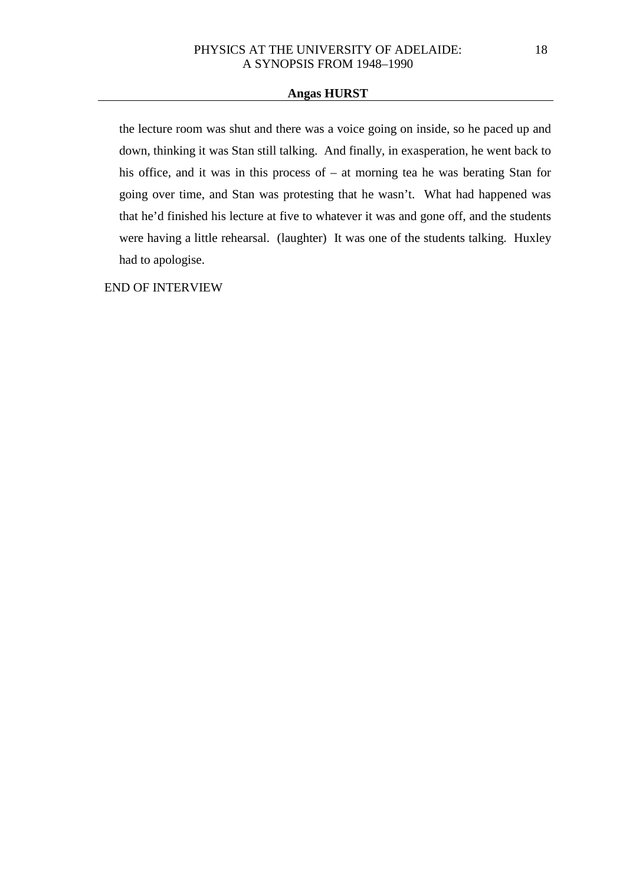the lecture room was shut and there was a voice going on inside, so he paced up and down, thinking it was Stan still talking. And finally, in exasperation, he went back to his office, and it was in this process of – at morning tea he was berating Stan for going over time, and Stan was protesting that he wasn't. What had happened was that he'd finished his lecture at five to whatever it was and gone off, and the students were having a little rehearsal. (laughter) It was one of the students talking. Huxley had to apologise.

END OF INTERVIEW